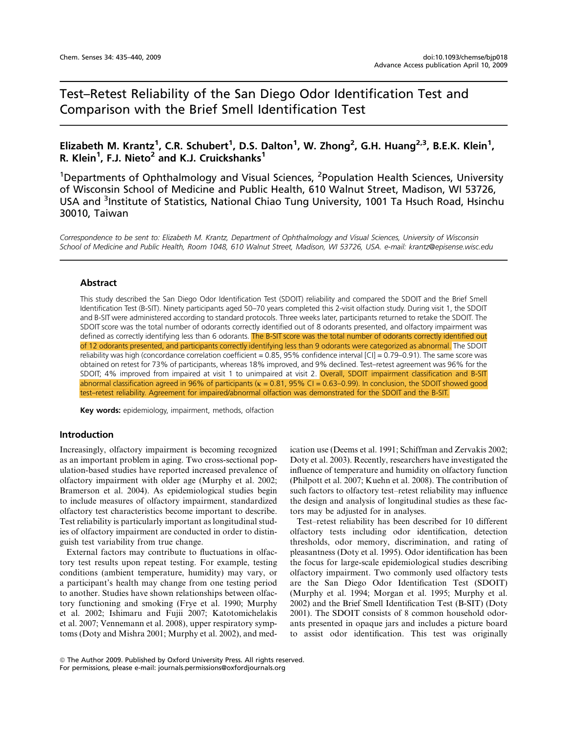# Test–Retest Reliability of the San Diego Odor Identification Test and Comparison with the Brief Smell Identification Test

**Elizabeth M. Krantz[1], C.R. Schubert[1], D.S. Dalton[1], W. Zhong[2], G.H. Huang[2,3], B.E.K. Klein[1], R. Klein[1], F.J. Nieto[2] and K.J. Cruickshanks[1]**

[1]Departments of Ophthalmology and Visual Sciences, [2]Population Health Sciences, University of Wisconsin School of Medicine and Public Health, 610 Walnut Street, Madison, WI 53726, USA and [3]Institute of Statistics, National Chiao Tung University, 1001 Ta Hsuch Road, Hsinchu 30010, Taiwan

*Correspondence to be sent to: Elizabeth M. Krantz, Department of Ophthalmology and Visual Sciences, University of Wisconsin School of Medicine and Public Health, Room 1048, 610 Walnut Street, Madison, WI 53726, USA. e-mail: krantz@episense.wisc.edu*

## Abstract

This study described the San Diego Odor Identification Test (SDOIT) reliability and compared the SDOIT and the Brief Smell Identification Test (B-SIT). Ninety participants aged 50–70 years completed this 2-visit olfaction study. During visit 1, the SDOIT and B-SIT were administered according to standard protocols. Three weeks later, participants returned to retake the SDOIT. The SDOIT score was the total number of odorants correctly identified out of 8 odorants presented, and olfactory impairment was defined as correctly identifying less than 6 odorants. The B-SIT score was the total number of odorants correctly identified out of 12 odorants presented, and participants correctly identifying less than 9 odorants were categorized as abnormal. The SDOIT reliability was high (concordance correlation coefficient = 0.85, 95% confidence interval [CI] = 0.79–0.91). The same score was obtained on retest for 73% of participants, whereas 18% improved, and 9% declined. Test–retest agreement was 96% for the SDOIT; 4% improved from impaired at visit 1 to unimpaired at visit 2. Overall, SDOIT impairment classification and B-SIT abnormal classification agreed in 96% of participants ($\kappa$ = 0.81, 95% CI = 0.63–0.99). In conclusion, the SDOIT showed good test–retest reliability. Agreement for impaired/abnormal olfaction was demonstrated for the SDOIT and the B-SIT.

**Key words:** epidemiology, impairment, methods, olfaction

## Introduction

Increasingly, olfactory impairment is becoming recognized as an important problem in aging. Two cross-sectional population-based studies have reported increased prevalence of olfactory impairment with older age (Murphy et al. 2002; Bramerson et al. 2004). As epidemiological studies begin to include measures of olfactory impairment, standardized olfactory test characteristics become important to describe. Test reliability is particularly important as longitudinal studies of olfactory impairment are conducted in order to distinguish test variability from true change.

External factors may contribute to fluctuations in olfactory test results upon repeat testing. For example, testing conditions (ambient temperature, humidity) may vary, or a participant's health may change from one testing period to another. Studies have shown relationships between olfactory functioning and smoking (Frye et al. 1990; Murphy et al. 2002; Ishimaru and Fujii 2007; Katotomichelakis et al. 2007; Vennemann et al. 2008), upper respiratory symptoms (Doty and Mishra 2001; Murphy et al. 2002), and medication use (Deems et al. 1991; Schiffman and Zervakis 2002; Doty et al. 2003). Recently, researchers have investigated the influence of temperature and humidity on olfactory function (Philpott et al. 2007; Kuehn et al. 2008). The contribution of such factors to olfactory test–retest reliability may influence the design and analysis of longitudinal studies as these factors may be adjusted for in analyses.

Test–retest reliability has been described for 10 different olfactory tests including odor identification, detection thresholds, odor memory, discrimination, and rating of pleasantness (Doty et al. 1995). Odor identification has been the focus for large-scale epidemiological studies describing olfactory impairment. Two commonly used olfactory tests are the San Diego Odor Identification Test (SDOIT) (Murphy et al. 1994; Morgan et al. 1995; Murphy et al. 2002) and the Brief Smell Identification Test (B-SIT) (Doty 2001). The SDOIT consists of 8 common household odorants presented in opaque jars and includes a picture board to assist odor identification. This test was originally

© The Author 2009. Published by Oxford University Press. All rights reserved.
For permissions, please e-mail: journals.permissions@oxfordjournals.org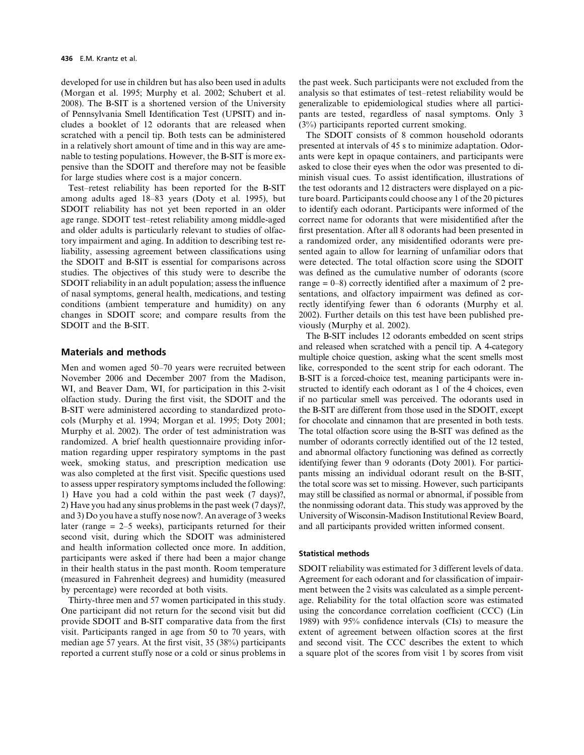developed for use in children but has also been used in adults (Morgan et al. 1995; Murphy et al. 2002; Schubert et al. 2008). The B-SIT is a shortened version of the University of Pennsylvania Smell Identification Test (UPSIT) and includes a booklet of 12 odorants that are released when scratched with a pencil tip. Both tests can be administered in a relatively short amount of time and in this way are amenable to testing populations. However, the B-SIT is more expensive than the SDOIT and therefore may not be feasible for large studies where cost is a major concern.

Test–retest reliability has been reported for the B-SIT among adults aged 18–83 years (Doty et al. 1995), but SDOIT reliability has not yet been reported in an older age range. SDOIT test–retest reliability among middle-aged and older adults is particularly relevant to studies of olfactory impairment and aging. In addition to describing test reliability, assessing agreement between classifications using the SDOIT and B-SIT is essential for comparisons across studies. The objectives of this study were to describe the SDOIT reliability in an adult population; assess the influence of nasal symptoms, general health, medications, and testing conditions (ambient temperature and humidity) on any changes in SDOIT score; and compare results from the SDOIT and the B-SIT.

## Materials and methods

Men and women aged 50–70 years were recruited between November 2006 and December 2007 from the Madison, WI, and Beaver Dam, WI, for participation in this 2-visit olfaction study. During the first visit, the SDOIT and the B-SIT were administered according to standardized protocols (Murphy et al. 1994; Morgan et al. 1995; Doty 2001; Murphy et al. 2002). The order of test administration was randomized. A brief health questionnaire providing information regarding upper respiratory symptoms in the past week, smoking status, and prescription medication use was also completed at the first visit. Specific questions used to assess upper respiratory symptoms included the following: 1) Have you had a cold within the past week (7 days)?, 2) Have you had any sinus problems in the past week (7 days)?, and 3) Do you have a stuffy nose now?. An average of 3 weeks later (range = 2–5 weeks), participants returned for their second visit, during which the SDOIT was administered and health information collected once more. In addition, participants were asked if there had been a major change in their health status in the past month. Room temperature (measured in Fahrenheit degrees) and humidity (measured by percentage) were recorded at both visits.

Thirty-three men and 57 women participated in this study. One participant did not return for the second visit but did provide SDOIT and B-SIT comparative data from the first visit. Participants ranged in age from 50 to 70 years, with median age 57 years. At the first visit, 35 (38%) participants reported a current stuffy nose or a cold or sinus problems in the past week. Such participants were not excluded from the analysis so that estimates of test–retest reliability would be generalizable to epidemiological studies where all participants are tested, regardless of nasal symptoms. Only 3 (3%) participants reported current smoking.

The SDOIT consists of 8 common household odorants presented at intervals of 45 s to minimize adaptation. Odorants were kept in opaque containers, and participants were asked to close their eyes when the odor was presented to diminish visual cues. To assist identification, illustrations of the test odorants and 12 distracters were displayed on a picture board. Participants could choose any 1 of the 20 pictures to identify each odorant. Participants were informed of the correct name for odorants that were misidentified after the first presentation. After all 8 odorants had been presented in a randomized order, any misidentified odorants were presented again to allow for learning of unfamiliar odors that were detected. The total olfaction score using the SDOIT was defined as the cumulative number of odorants (score range = 0–8) correctly identified after a maximum of 2 presentations, and olfactory impairment was defined as correctly identifying fewer than 6 odorants (Murphy et al. 2002). Further details on this test have been published previously (Murphy et al. 2002).

The B-SIT includes 12 odorants embedded on scent strips and released when scratched with a pencil tip. A 4-category multiple choice question, asking what the scent smells most like, corresponded to the scent strip for each odorant. The B-SIT is a forced-choice test, meaning participants were instructed to identify each odorant as 1 of the 4 choices, even if no particular smell was perceived. The odorants used in the B-SIT are different from those used in the SDOIT, except for chocolate and cinnamon that are presented in both tests. The total olfaction score using the B-SIT was defined as the number of odorants correctly identified out of the 12 tested, and abnormal olfactory functioning was defined as correctly identifying fewer than 9 odorants (Doty 2001). For participants missing an individual odorant result on the B-SIT, the total score was set to missing. However, such participants may still be classified as normal or abnormal, if possible from the nonmissing odorant data. This study was approved by the University of Wisconsin-Madison Institutional Review Board, and all participants provided written informed consent.

### Statistical methods

SDOIT reliability was estimated for 3 different levels of data. Agreement for each odorant and for classification of impairment between the 2 visits was calculated as a simple percentage. Reliability for the total olfaction score was estimated using the concordance correlation coefficient (CCC) (Lin 1989) with 95% confidence intervals (CIs) to measure the extent of agreement between olfaction scores at the first and second visit. The CCC describes the extent to which a square plot of the scores from visit 1 by scores from visit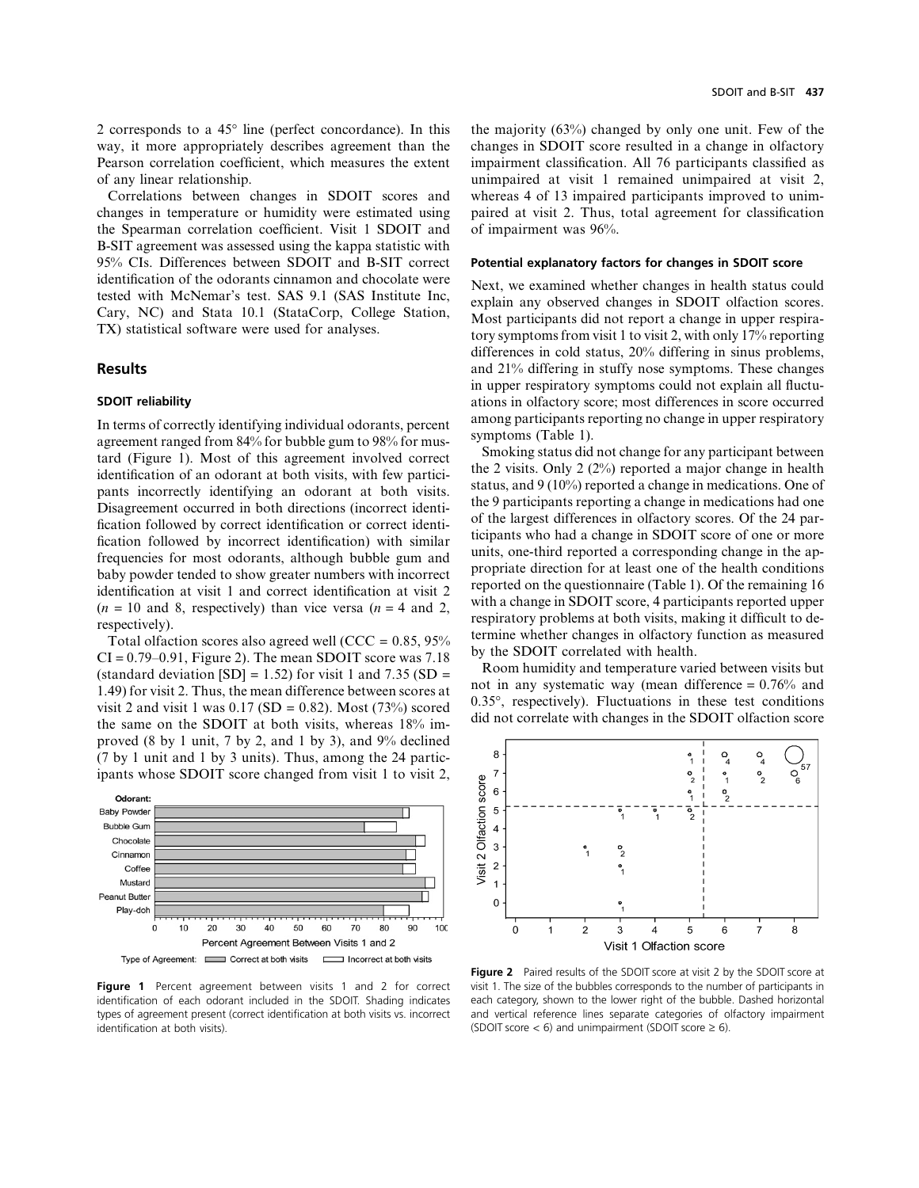2 corresponds to a 45° line (perfect concordance). In this way, it more appropriately describes agreement than the Pearson correlation coefficient, which measures the extent of any linear relationship.

Correlations between changes in SDOIT scores and changes in temperature or humidity were estimated using the Spearman correlation coefficient. Visit 1 SDOIT and B-SIT agreement was assessed using the kappa statistic with 95% CIs. Differences between SDOIT and B-SIT correct identification of the odorants cinnamon and chocolate were tested with McNemar's test. SAS 9.1 (SAS Institute Inc, Cary, NC) and Stata 10.1 (StataCorp, College Station, TX) statistical software were used for analyses.

## Results

### SDOIT reliability

In terms of correctly identifying individual odorants, percent agreement ranged from 84% for bubble gum to 98% for mustard (Figure 1). Most of this agreement involved correct identification of an odorant at both visits, with few participants incorrectly identifying an odorant at both visits. Disagreement occurred in both directions (incorrect identification followed by correct identification or correct identification followed by incorrect identification) with similar frequencies for most odorants, although bubble gum and baby powder tended to show greater numbers with incorrect identification at visit 1 and correct identification at visit 2 ($n$ = 10 and 8, respectively) than vice versa ($n$ = 4 and 2, respectively).

Total olfaction scores also agreed well (CCC = 0.85, 95% CI = 0.79–0.91, Figure 2). The mean SDOIT score was 7.18 (standard deviation [SD] = 1.52) for visit 1 and 7.35 (SD = 1.49) for visit 2. Thus, the mean difference between scores at visit 2 and visit 1 was 0.17 (SD = 0.82). Most (73%) scored the same on the SDOIT at both visits, whereas 18% improved (8 by 1 unit, 7 by 2, and 1 by 3), and 9% declined (7 by 1 unit and 1 by 3 units). Thus, among the 24 participants whose SDOIT score changed from visit 1 to visit 2, the majority (63%) changed by only one unit. Few of the changes in SDOIT score resulted in a change in olfactory impairment classification. All 76 participants classified as unimpaired at visit 1 remained unimpaired at visit 2, whereas 4 of 13 impaired participants improved to unimpaired at visit 2. Thus, total agreement for classification of impairment was 96%.

**Figure 1** Percent agreement between visits 1 and 2 for correct identification of each odorant included in the SDOIT. Shading indicates types of agreement present (correct identification at both visits vs. incorrect identification at both visits).

### Potential explanatory factors for changes in SDOIT score

Next, we examined whether changes in health status could explain any observed changes in SDOIT olfaction scores. Most participants did not report a change in upper respiratory symptoms from visit 1 to visit 2, with only 17% reporting differences in cold status, 20% differing in sinus problems, and 21% differing in stuffy nose symptoms. These changes in upper respiratory symptoms could not explain all fluctuations in olfactory score; most differences in score occurred among participants reporting no change in upper respiratory symptoms (Table 1).

Smoking status did not change for any participant between the 2 visits. Only 2 (2%) reported a major change in health status, and 9 (10%) reported a change in medications. One of the 9 participants reporting a change in medications had one of the largest differences in olfactory scores. Of the 24 participants who had a change in SDOIT score of one or more units, one-third reported a corresponding change in the appropriate direction for at least one of the health conditions reported on the questionnaire (Table 1). Of the remaining 16 with a change in SDOIT score, 4 participants reported upper respiratory problems at both visits, making it difficult to determine whether changes in olfactory function as measured by the SDOIT correlated with health.

Room humidity and temperature varied between visits but not in any systematic way (mean difference = 0.76% and 0.35°, respectively). Fluctuations in these test conditions did not correlate with changes in the SDOIT olfaction score

**Figure 2** Paired results of the SDOIT score at visit 2 by the SDOIT score at visit 1. The size of the bubbles corresponds to the number of participants in each category, shown to the lower right of the bubble. Dashed horizontal and vertical reference lines separate categories of olfactory impairment (SDOIT score < 6) and unimpairment (SDOIT score ≥ 6).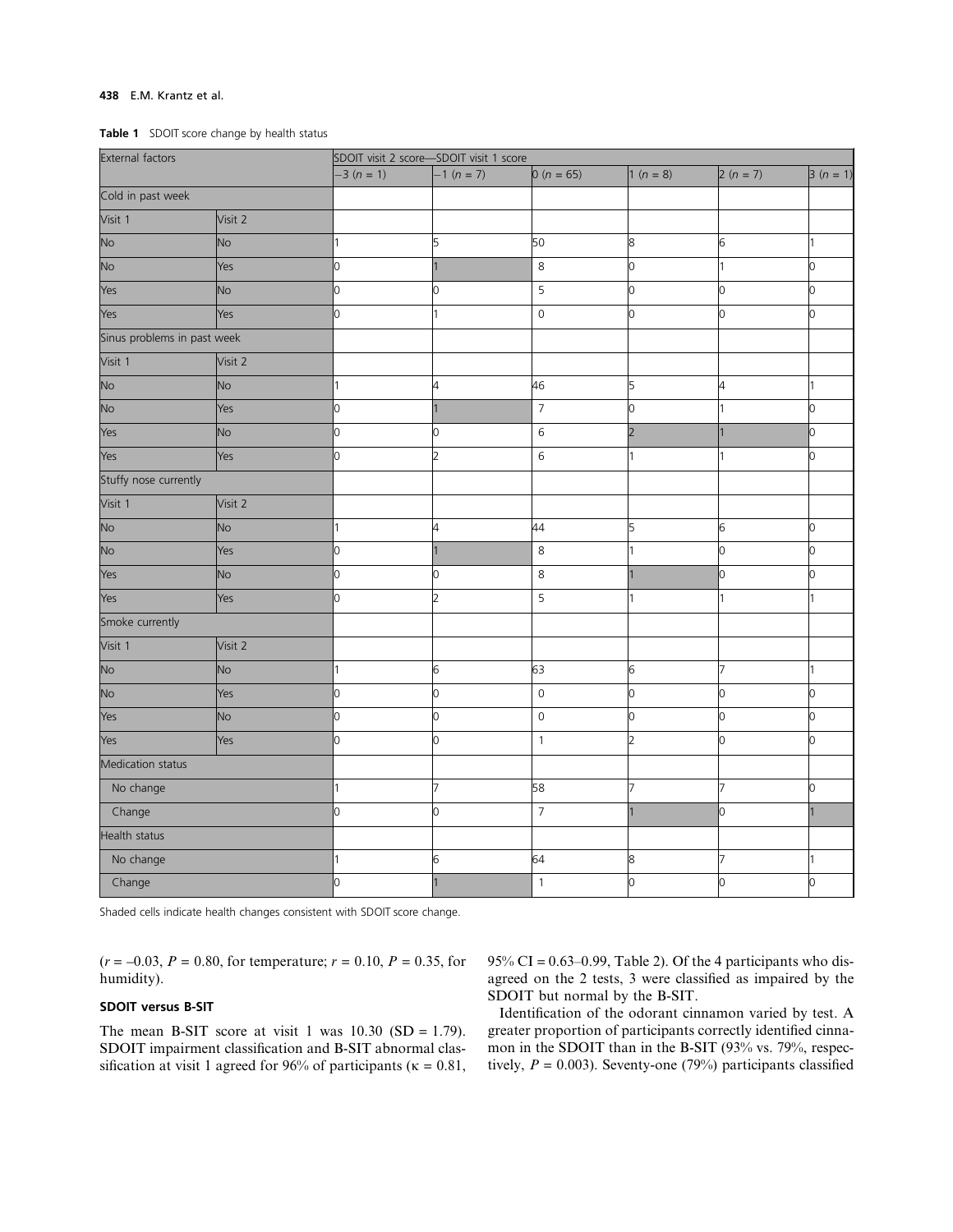**Table 1** SDOIT score change by health status

| External factors | | SDOIT visit 2 score—SDOIT visit 1 score | | | | | |
|---|---|---|---|---|---|---|---|
| | | −3 ($n$ = 1) | −1 ($n$ = 7) | 0 ($n$ = 65) | 1 ($n$ = 8) | 2 ($n$ = 7) | 3 ($n$ = 1) |
| Cold in past week | | | | | | | |
| Visit 1 | Visit 2 | | | | | | |
| No | No | 1 | 5 | 50 | 8 | 6 | 1 |
| No | Yes | 0 | 1 | 8 | 0 | 1 | 0 |
| Yes | No | 0 | 0 | 5 | 0 | 0 | 0 |
| Yes | Yes | 0 | 1 | 0 | 0 | 0 | 0 |
| Sinus problems in past week | | | | | | | |
| Visit 1 | Visit 2 | | | | | | |
| No | No | 1 | 4 | 46 | 5 | 4 | 1 |
| No | Yes | 0 | 1 | 7 | 0 | 1 | 0 |
| Yes | No | 0 | 0 | 6 | 2 | 1 | 0 |
| Yes | Yes | 0 | 2 | 6 | 1 | 1 | 0 |
| Stuffy nose currently | | | | | | | |
| Visit 1 | Visit 2 | | | | | | |
| No | No | 1 | 4 | 44 | 5 | 6 | 0 |
| No | Yes | 0 | 1 | 8 | 1 | 0 | 0 |
| Yes | No | 0 | 0 | 8 | 1 | 0 | 0 |
| Yes | Yes | 0 | 2 | 5 | 1 | 1 | 1 |
| Smoke currently | | | | | | | |
| Visit 1 | Visit 2 | | | | | | |
| No | No | 1 | 6 | 63 | 6 | 7 | 1 |
| No | Yes | 0 | 0 | 0 | 0 | 0 | 0 |
| Yes | No | 0 | 0 | 0 | 0 | 0 | 0 |
| Yes | Yes | 0 | 0 | 1 | 2 | 0 | 0 |
| Medication status | | | | | | | |
| No change | | 1 | 7 | 58 | 7 | 7 | 0 |
| Change | | 0 | 0 | 7 | 1 | 0 | 1 |
| Health status | | | | | | | |
| No change | | 1 | 6 | 64 | 8 | 7 | 1 |
| Change | | 0 | 1 | 1 | 0 | 0 | 0 |

Shaded cells indicate health changes consistent with SDOIT score change.

($r$ = –0.03, $P$ = 0.80, for temperature; $r$ = 0.10, $P$ = 0.35, for humidity).

### SDOIT versus B-SIT

The mean B-SIT score at visit 1 was 10.30 (SD = 1.79). SDOIT impairment classification and B-SIT abnormal classification at visit 1 agreed for 96% of participants ($\kappa$ = 0.81, 95% CI = 0.63–0.99, Table 2). Of the 4 participants who disagreed on the 2 tests, 3 were classified as impaired by the SDOIT but normal by the B-SIT.

Identification of the odorant cinnamon varied by test. A greater proportion of participants correctly identified cinnamon in the SDOIT than in the B-SIT (93% vs. 79%, respectively, $P$ = 0.003). Seventy-one (79%) participants classified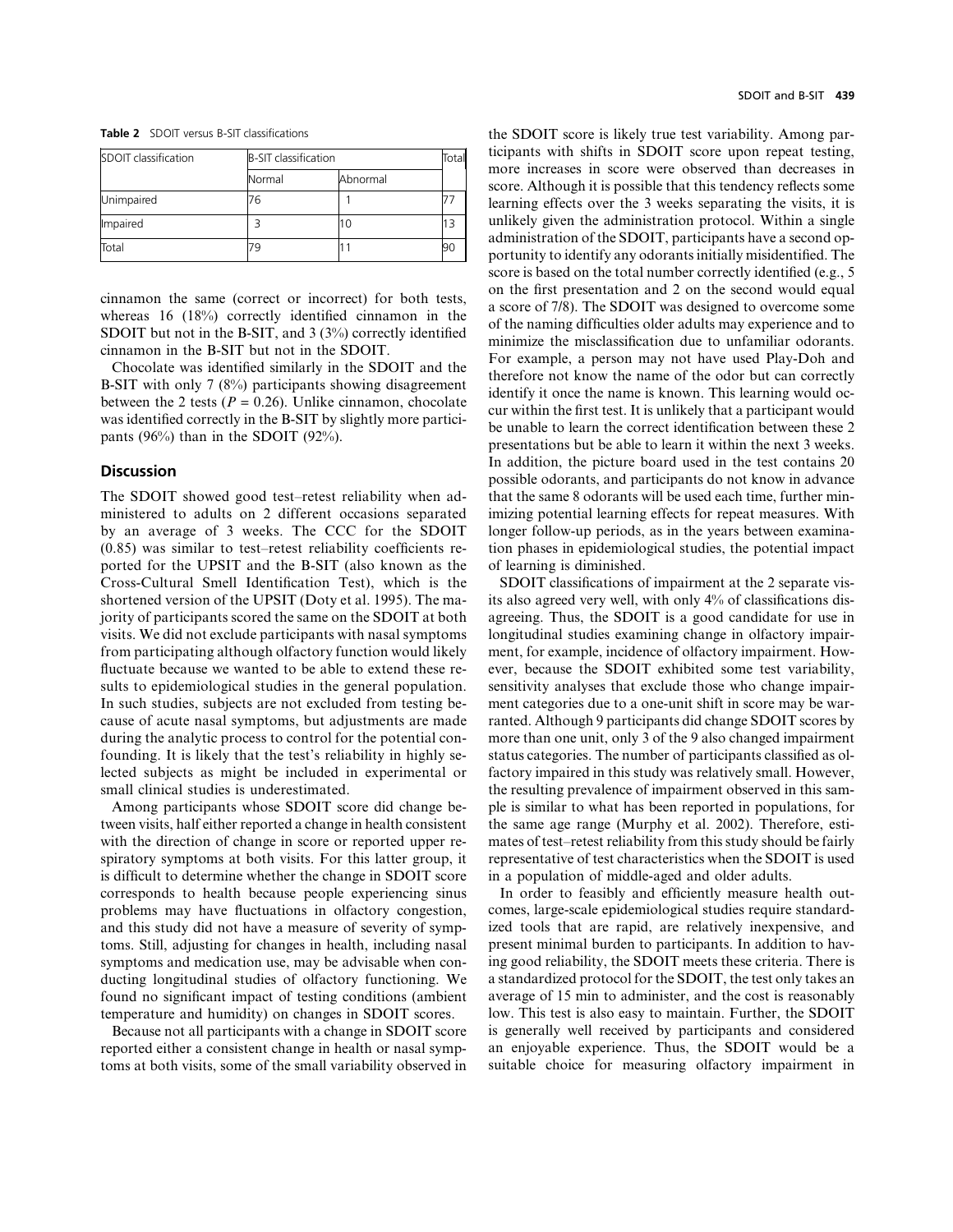**Table 2** SDOIT versus B-SIT classifications

| SDOIT classification | B-SIT classification | | Total |
|---|---|---|---|
| | Normal | Abnormal | |
| Unimpaired | 76 | 1 | 77 |
| Impaired | 3 | 10 | 13 |
| Total | 79 | 11 | 90 |

cinnamon the same (correct or incorrect) for both tests, whereas 16 (18%) correctly identified cinnamon in the SDOIT but not in the B-SIT, and 3 (3%) correctly identified cinnamon in the B-SIT but not in the SDOIT.

Chocolate was identified similarly in the SDOIT and the B-SIT with only 7 (8%) participants showing disagreement between the 2 tests ($P = 0.26$). Unlike cinnamon, chocolate was identified correctly in the B-SIT by slightly more participants (96%) than in the SDOIT (92%).

## Discussion

The SDOIT showed good test–retest reliability when administered to adults on 2 different occasions separated by an average of 3 weeks. The CCC for the SDOIT (0.85) was similar to test–retest reliability coefficients reported for the UPSIT and the B-SIT (also known as the Cross-Cultural Smell Identification Test), which is the shortened version of the UPSIT (Doty et al. 1995). The majority of participants scored the same on the SDOIT at both visits. We did not exclude participants with nasal symptoms from participating although olfactory function would likely fluctuate because we wanted to be able to extend these results to epidemiological studies in the general population. In such studies, subjects are not excluded from testing because of acute nasal symptoms, but adjustments are made during the analytic process to control for the potential confounding. It is likely that the test's reliability in highly selected subjects as might be included in experimental or small clinical studies is underestimated.

Among participants whose SDOIT score did change between visits, half either reported a change in health consistent with the direction of change in score or reported upper respiratory symptoms at both visits. For this latter group, it is difficult to determine whether the change in SDOIT score corresponds to health because people experiencing sinus problems may have fluctuations in olfactory congestion, and this study did not have a measure of severity of symptoms. Still, adjusting for changes in health, including nasal symptoms and medication use, may be advisable when conducting longitudinal studies of olfactory functioning. We found no significant impact of testing conditions (ambient temperature and humidity) on changes in SDOIT scores.

Because not all participants with a change in SDOIT score reported either a consistent change in health or nasal symptoms at both visits, some of the small variability observed in the SDOIT score is likely true test variability. Among participants with shifts in SDOIT score upon repeat testing, more increases in score were observed than decreases in score. Although it is possible that this tendency reflects some learning effects over the 3 weeks separating the visits, it is unlikely given the administration protocol. Within a single administration of the SDOIT, participants have a second opportunity to identify any odorants initially misidentified. The score is based on the total number correctly identified (e.g., 5 on the first presentation and 2 on the second would equal a score of 7/8). The SDOIT was designed to overcome some of the naming difficulties older adults may experience and to minimize the misclassification due to unfamiliar odorants. For example, a person may not have used Play-Doh and therefore not know the name of the odor but can correctly identify it once the name is known. This learning would occur within the first test. It is unlikely that a participant would be unable to learn the correct identification between these 2 presentations but be able to learn it within the next 3 weeks. In addition, the picture board used in the test contains 20 possible odorants, and participants do not know in advance that the same 8 odorants will be used each time, further minimizing potential learning effects for repeat measures. With longer follow-up periods, as in the years between examination phases in epidemiological studies, the potential impact of learning is diminished.

SDOIT classifications of impairment at the 2 separate visits also agreed very well, with only 4% of classifications disagreeing. Thus, the SDOIT is a good candidate for use in longitudinal studies examining change in olfactory impairment, for example, incidence of olfactory impairment. However, because the SDOIT exhibited some test variability, sensitivity analyses that exclude those who change impairment categories due to a one-unit shift in score may be warranted. Although 9 participants did change SDOIT scores by more than one unit, only 3 of the 9 also changed impairment status categories. The number of participants classified as olfactory impaired in this study was relatively small. However, the resulting prevalence of impairment observed in this sample is similar to what has been reported in populations, for the same age range (Murphy et al. 2002). Therefore, estimates of test–retest reliability from this study should be fairly representative of test characteristics when the SDOIT is used in a population of middle-aged and older adults.

In order to feasibly and efficiently measure health outcomes, large-scale epidemiological studies require standardized tools that are rapid, are relatively inexpensive, and present minimal burden to participants. In addition to having good reliability, the SDOIT meets these criteria. There is a standardized protocol for the SDOIT, the test only takes an average of 15 min to administer, and the cost is reasonably low. This test is also easy to maintain. Further, the SDOIT is generally well received by participants and considered an enjoyable experience. Thus, the SDOIT would be a suitable choice for measuring olfactory impairment in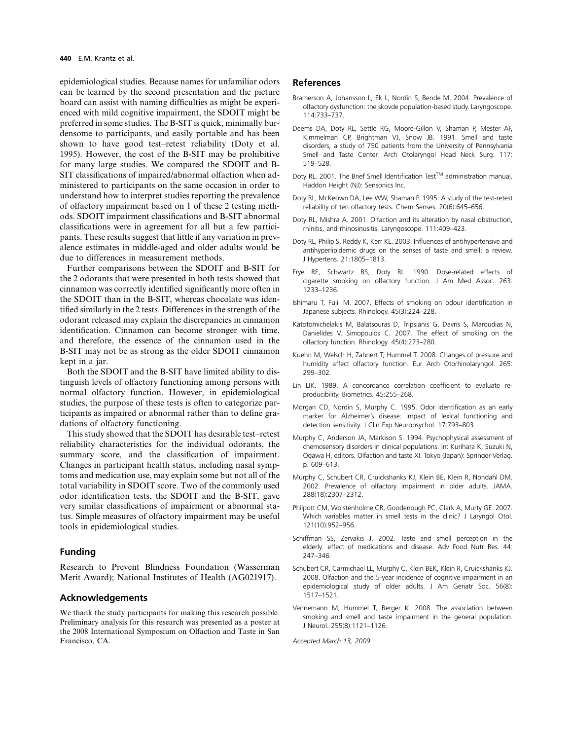epidemiological studies. Because names for unfamiliar odors can be learned by the second presentation and the picture board can assist with naming difficulties as might be experienced with mild cognitive impairment, the SDOIT might be preferred in some studies. The B-SIT is quick, minimally burdensome to participants, and easily portable and has been shown to have good test–retest reliability (Doty et al. 1995). However, the cost of the B-SIT may be prohibitive for many large studies. We compared the SDOIT and B-SIT classifications of impaired/abnormal olfaction when administered to participants on the same occasion in order to understand how to interpret studies reporting the prevalence of olfactory impairment based on 1 of these 2 testing methods. SDOIT impairment classifications and B-SIT abnormal classifications were in agreement for all but a few participants. These results suggest that little if any variation in prevalence estimates in middle-aged and older adults would be due to differences in measurement methods.

Further comparisons between the SDOIT and B-SIT for the 2 odorants that were presented in both tests showed that cinnamon was correctly identified significantly more often in the SDOIT than in the B-SIT, whereas chocolate was identified similarly in the 2 tests. Differences in the strength of the odorant released may explain the discrepancies in cinnamon identification. Cinnamon can become stronger with time, and therefore, the essence of the cinnamon used in the B-SIT may not be as strong as the older SDOIT cinnamon kept in a jar.

Both the SDOIT and the B-SIT have limited ability to distinguish levels of olfactory functioning among persons with normal olfactory function. However, in epidemiological studies, the purpose of these tests is often to categorize participants as impaired or abnormal rather than to define gradations of olfactory functioning.

This study showed that the SDOIT has desirable test–retest reliability characteristics for the individual odorants, the summary score, and the classification of impairment. Changes in participant health status, including nasal symptoms and medication use, may explain some but not all of the total variability in SDOIT score. Two of the commonly used odor identification tests, the SDOIT and the B-SIT, gave very similar classifications of impairment or abnormal status. Simple measures of olfactory impairment may be useful tools in epidemiological studies.

## Funding

Research to Prevent Blindness Foundation (Wasserman Merit Award); National Institutes of Health (AG021917).

## Acknowledgements

We thank the study participants for making this research possible. Preliminary analysis for this research was presented as a poster at the 2008 International Symposium on Olfaction and Taste in San Francisco, CA.

## References

Bramerson A, Johansson L, Ek L, Nordin S, Bende M. 2004. Prevalence of olfactory dysfunction: the skovde population-based study. Laryngoscope. 114:733–737.

Deems DA, Doty RL, Settle RG, Moore-Gillon V, Shaman P, Mester AF, Kimmelman CP, Brightman VJ, Snow JB. 1991. Smell and taste disorders, a study of 750 patients from the University of Pennsylvania Smell and Taste Center. Arch Otolaryngol Head Neck Surg. 117: 519–528.

Doty RL. 2001. The Brief Smell Identification Test™ administration manual. Haddon Height (NJ): Sensonics Inc.

Doty RL, McKeown DA, Lee WW, Shaman P. 1995. A study of the test-retest reliability of ten olfactory tests. Chem Senses. 20(6):645–656.

Doty RL, Mishra A. 2001. Olfaction and its alteration by nasal obstruction, rhinitis, and rhinosinusitis. Laryngoscope. 111:409–423.

Doty RL, Philip S, Reddy K, Kerr KL. 2003. Influences of antihypertensive and antihyperlipidemic drugs on the senses of taste and smell: a review. J Hypertens. 21:1805–1813.

Frye RE, Schwartz BS, Doty RL. 1990. Dose-related effects of cigarette smoking on olfactory function. J Am Med Assoc. 263: 1233–1236.

Ishimaru T, Fujii M. 2007. Effects of smoking on odour identification in Japanese subjects. Rhinology. 45(3):224–228.

Katotomichelakis M, Balatsouras D, Tripsianis G, Davris S, Maroudias N, Danielides V, Simopoulos C. 2007. The effect of smoking on the olfactory function. Rhinology. 45(4):273–280.

Kuehn M, Welsch H, Zahnert T, Hummel T. 2008. Changes of pressure and humidity affect olfactory function. Eur Arch Otorhinolaryngol. 265: 299–302.

Lin LIK. 1989. A concordance correlation coefficient to evaluate reproducibility. Biometrics. 45:255–268.

Morgan CD, Nordin S, Murphy C. 1995. Odor identification as an early marker for Alzheimer's disease: impact of lexical functioning and detection sensitivity. J Clin Exp Neuropsychol. 17:793–803.

Murphy C, Anderson JA, Markison S. 1994. Psychophysical assessment of chemosensory disorders in clinical populations. In: Kurihara K, Suzuki N, Ogawa H, editors. Olfaction and taste XI. Tokyo (Japan): Springer-Verlag. p. 609–613.

Murphy C, Schubert CR, Cruickshanks KJ, Klein BE, Klein R, Nondahl DM. 2002. Prevalence of olfactory impairment in older adults. JAMA. 288(18):2307–2312.

Philpott CM, Wolstenholme CR, Goodenough PC, Clark A, Murty GE. 2007. Which variables matter in smell tests in the clinic? J Laryngol Otol. 121(10):952–956.

Schiffman SS, Zervakis J. 2002. Taste and smell perception in the elderly: effect of medications and disease. Adv Food Nutr Res. 44: 247–346.

Schubert CR, Carmichael LL, Murphy C, Klein BEK, Klein R, Cruickshanks KJ. 2008. Olfaction and the 5-year incidence of cognitive impairment in an epidemiological study of older adults. J Am Geriatr Soc. 56(8): 1517–1521.

Vennemann M, Hummel T, Berger K. 2008. The association between smoking and smell and taste impairment in the general population. J Neurol. 255(8):1121–1126.

*Accepted March 13, 2009*